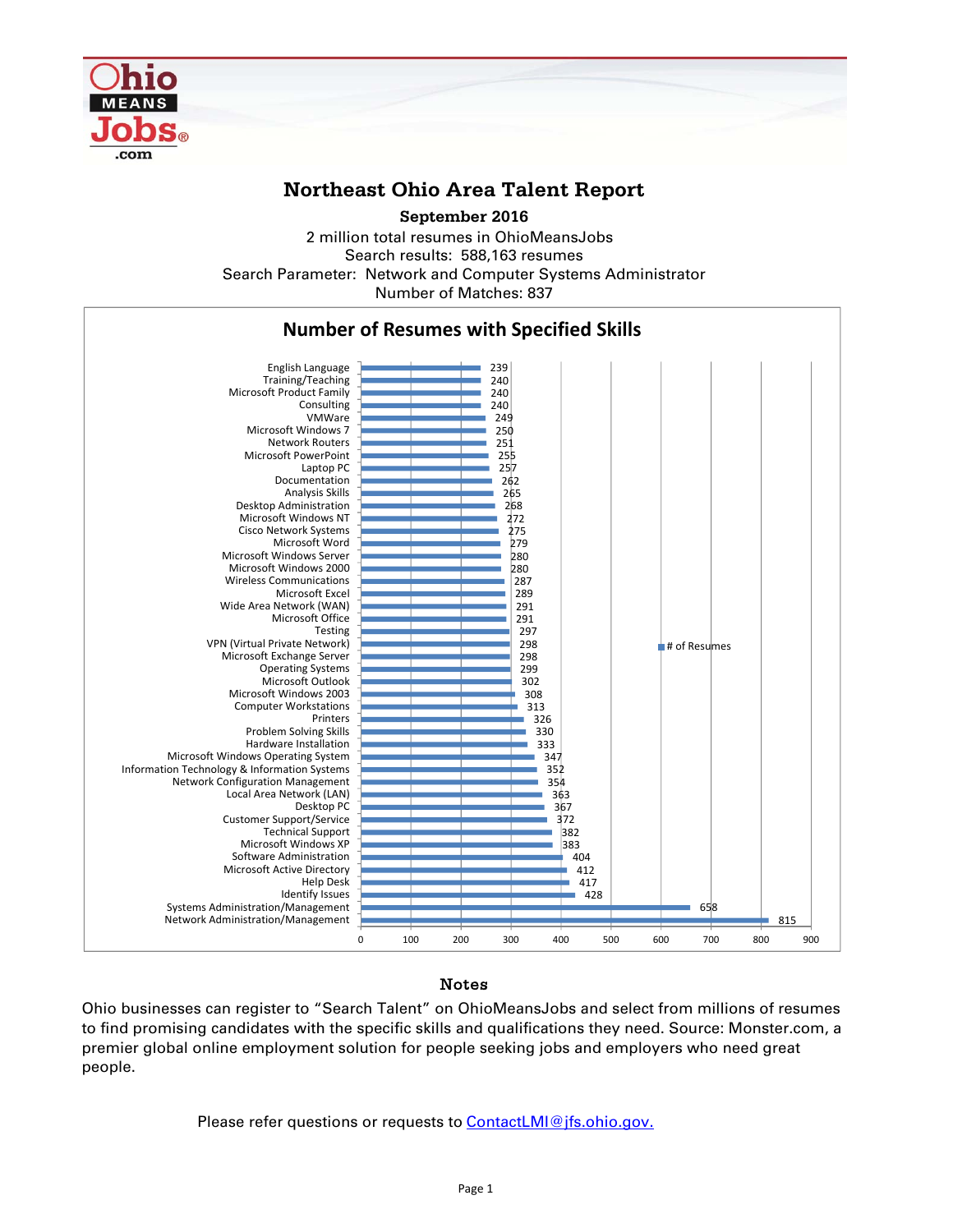# Northeast Ohio Area Talent Report

**September 2016**

2 million total resumes in OhioMeansJobs
Search results: 588,163 resumes
Search Parameter: Network and Computer Systems Administrator
Number of Matches: 837

## Number of Resumes with Specified Skills

| Skill | # of Resumes |
| --- | --- |
| English Language | 239 |
| Training/Teaching | 240 |
| Microsoft Product Family | 240 |
| Consulting | 240 |
| VMWare | 249 |
| Microsoft Windows 7 | 250 |
| Network Routers | 251 |
| Microsoft PowerPoint | 255 |
| Laptop PC | 257 |
| Documentation | 262 |
| Analysis Skills | 265 |
| Desktop Administration | 268 |
| Microsoft Windows NT | 272 |
| Cisco Network Systems | 275 |
| Microsoft Word | 279 |
| Microsoft Windows Server | 280 |
| Microsoft Windows 2000 | 280 |
| Wireless Communications | 287 |
| Microsoft Excel | 289 |
| Wide Area Network (WAN) | 291 |
| Microsoft Office | 291 |
| Testing | 297 |
| VPN (Virtual Private Network) | 298 |
| Microsoft Exchange Server | 298 |
| Operating Systems | 299 |
| Microsoft Outlook | 302 |
| Microsoft Windows 2003 | 308 |
| Computer Workstations | 313 |
| Printers | 326 |
| Problem Solving Skills | 330 |
| Hardware Installation | 333 |
| Microsoft Windows Operating System | 347 |
| Information Technology & Information Systems | 352 |
| Network Configuration Management | 354 |
| Local Area Network (LAN) | 363 |
| Desktop PC | 367 |
| Customer Support/Service | 372 |
| Technical Support | 382 |
| Microsoft Windows XP | 383 |
| Software Administration | 404 |
| Microsoft Active Directory | 412 |
| Help Desk | 417 |
| Identify Issues | 428 |
| Systems Administration/Management | 658 |
| Network Administration/Management | 815 |

## Notes

Ohio businesses can register to "Search Talent" on OhioMeansJobs and select from millions of resumes to find promising candidates with the specific skills and qualifications they need. Source: Monster.com, a premier global online employment solution for people seeking jobs and employers who need great people.

Please refer questions or requests to ContactLMI@jfs.ohio.gov.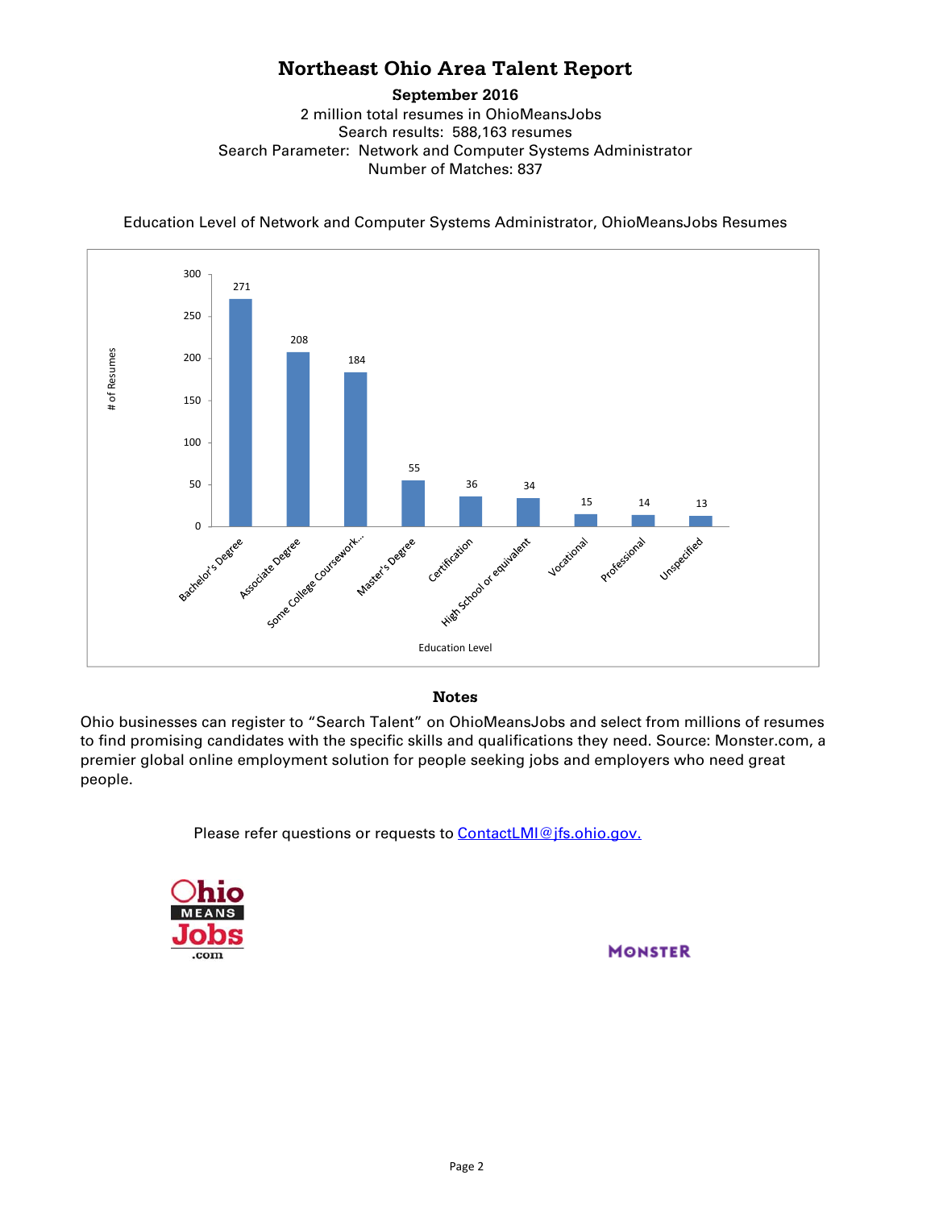# Northeast Ohio Area Talent Report

**September 2016**

2 million total resumes in OhioMeansJobs
Search results: 588,163 resumes
Search Parameter: Network and Computer Systems Administrator
Number of Matches: 837

Education Level of Network and Computer Systems Administrator, OhioMeansJobs Resumes

\# of Resumes

300
250
200
150
100
50
0

271
208
184
55
36
34
15
14
13

Bachelor's Degree
Associate Degree
Some College Coursework...
Master's Degree
Certification
High School or equivalent
Vocational
Professional
Unspecified

Education Level

**Notes**

Ohio businesses can register to "Search Talent" on OhioMeansJobs and select from millions of resumes to find promising candidates with the specific skills and qualifications they need. Source: Monster.com, a premier global online employment solution for people seeking jobs and employers who need great people.

Please refer questions or requests to [ContactLMI@jfs.ohio.gov.](mailto:ContactLMI@jfs.ohio.gov)

Ohio MEANS Jobs .com

MONSTER